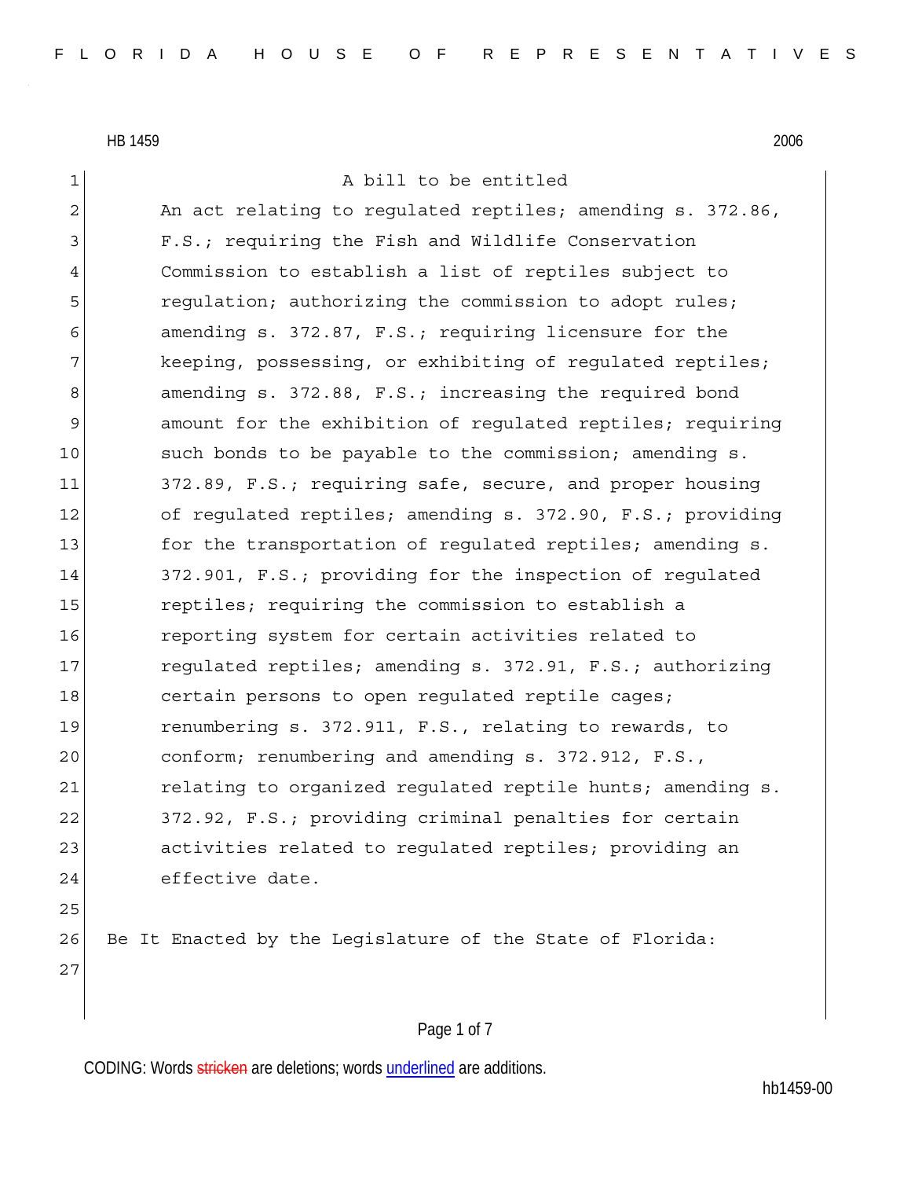HB 1459 2006

A bill to be entitled

An act relating to regulated reptiles; amending s. 372.86, F.S.; requiring the Fish and Wildlife Conservation Commission to establish a list of reptiles subject to regulation; authorizing the commission to adopt rules; amending s. 372.87, F.S.; requiring licensure for the keeping, possessing, or exhibiting of regulated reptiles; amending s. 372.88, F.S.; increasing the required bond amount for the exhibition of regulated reptiles; requiring such bonds to be payable to the commission; amending s. 372.89, F.S.; requiring safe, secure, and proper housing of regulated reptiles; amending s. 372.90, F.S.; providing for the transportation of regulated reptiles; amending s. 372.901, F.S.; providing for the inspection of regulated reptiles; requiring the commission to establish a reporting system for certain activities related to regulated reptiles; amending s. 372.91, F.S.; authorizing certain persons to open regulated reptile cages; renumbering s. 372.911, F.S., relating to rewards, to conform; renumbering and amending s. 372.912, F.S., relating to organized regulated reptile hunts; amending s. 372.92, F.S.; providing criminal penalties for certain activities related to regulated reptiles; providing an effective date.

Be It Enacted by the Legislature of the State of Florida:

CODING: Words stricken are deletions; words underlined are additions.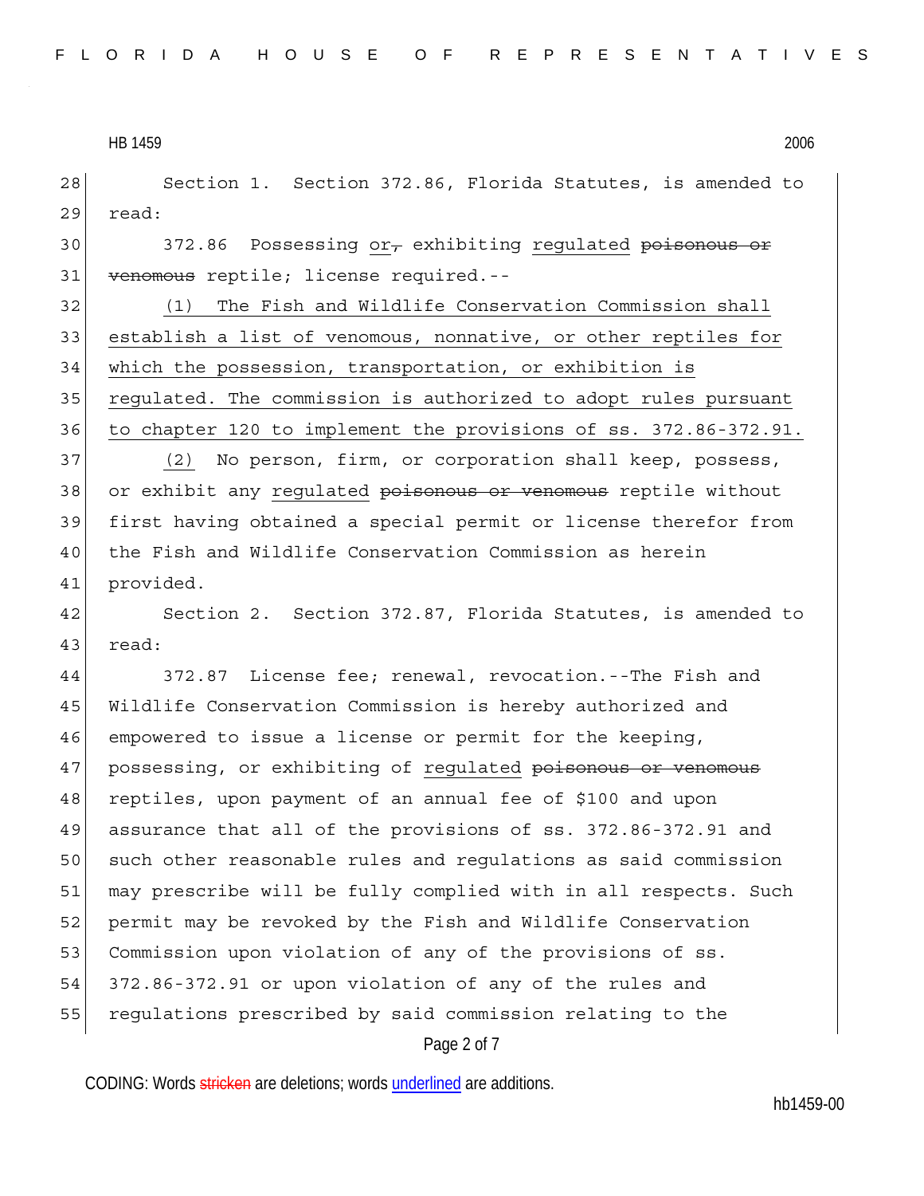Section 1. Section 372.86, Florida Statutes, is amended to read:

372.86 Possessing <u>or</u>~~,~~ exhibiting <u>regulated</u> ~~poisonous or venomous~~ reptile; license required.--

<u>(1) The Fish and Wildlife Conservation Commission shall establish a list of venomous, nonnative, or other reptiles for which the possession, transportation, or exhibition is regulated. The commission is authorized to adopt rules pursuant to chapter 120 to implement the provisions of ss. 372.86-372.91.</u>

<u>(2)</u> No person, firm, or corporation shall keep, possess, or exhibit any <u>regulated</u> ~~poisonous or venomous~~ reptile without first having obtained a special permit or license therefor from the Fish and Wildlife Conservation Commission as herein provided.

Section 2. Section 372.87, Florida Statutes, is amended to read:

372.87 License fee; renewal, revocation.--The Fish and Wildlife Conservation Commission is hereby authorized and empowered to issue a license or permit for the keeping, possessing, or exhibiting of <u>regulated</u> ~~poisonous or venomous~~ reptiles, upon payment of an annual fee of $100 and upon assurance that all of the provisions of ss. 372.86-372.91 and such other reasonable rules and regulations as said commission may prescribe will be fully complied with in all respects. Such permit may be revoked by the Fish and Wildlife Conservation Commission upon violation of any of the provisions of ss. 372.86-372.91 or upon violation of any of the rules and regulations prescribed by said commission relating to the

CODING: Words ~~stricken~~ are deletions; words <u>underlined</u> are additions.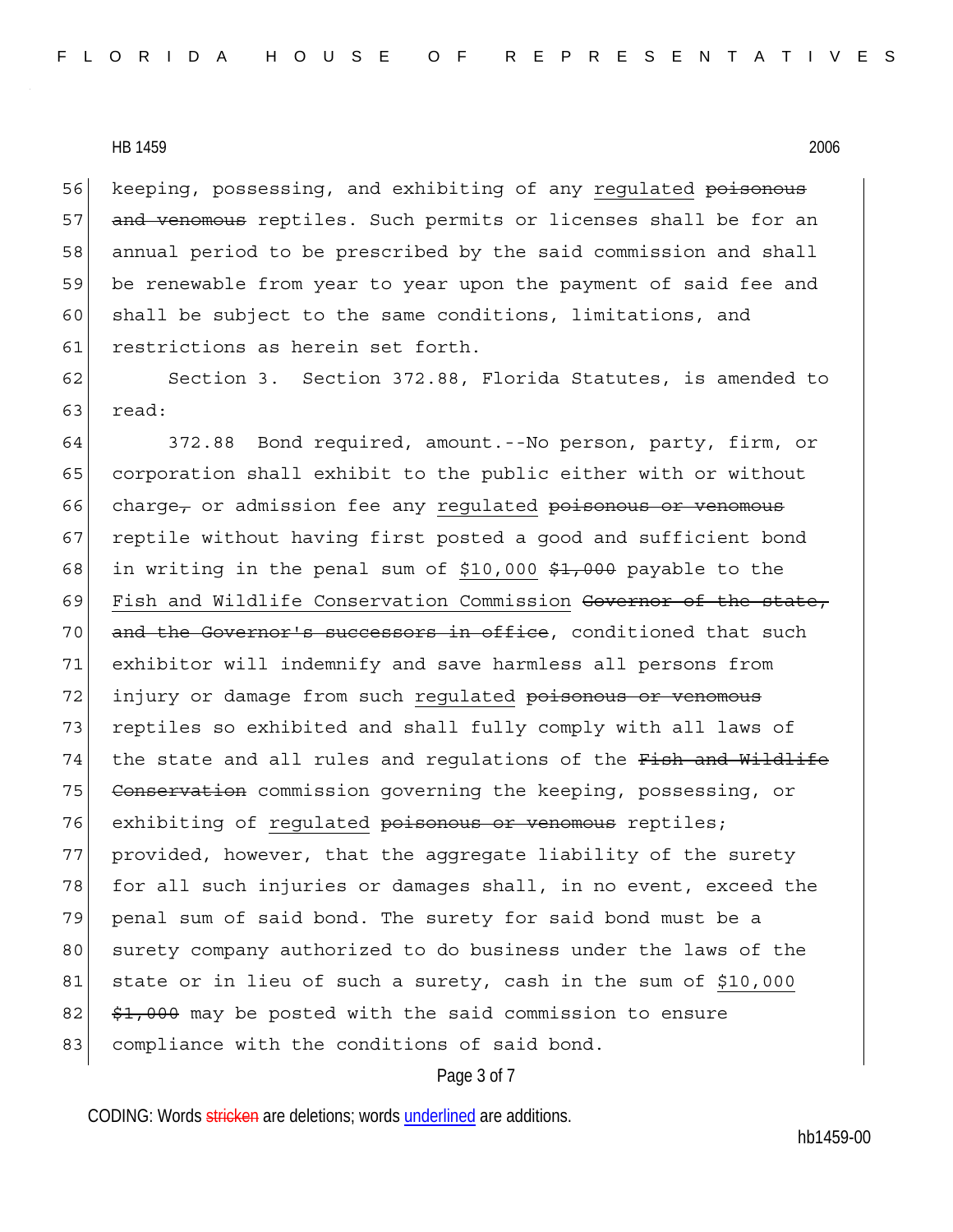keeping, possessing, and exhibiting of any <u>regulated</u> ~~poisonous and venomous~~ reptiles. Such permits or licenses shall be for an annual period to be prescribed by the said commission and shall be renewable from year to year upon the payment of said fee and shall be subject to the same conditions, limitations, and restrictions as herein set forth.

Section 3. Section 372.88, Florida Statutes, is amended to read:

372.88 Bond required, amount.--No person, party, firm, or corporation shall exhibit to the public either with or without charge~~,~~ or admission fee any <u>regulated</u> ~~poisonous or venomous~~ reptile without having first posted a good and sufficient bond in writing in the penal sum of <u>$10,000</u> ~~$1,000~~ payable to the <u>Fish and Wildlife Conservation Commission</u> ~~Governor of the state, and the Governor's successors in office~~, conditioned that such exhibitor will indemnify and save harmless all persons from injury or damage from such <u>regulated</u> ~~poisonous or venomous~~ reptiles so exhibited and shall fully comply with all laws of the state and all rules and regulations of the ~~Fish and Wildlife Conservation~~ commission governing the keeping, possessing, or exhibiting of <u>regulated</u> ~~poisonous or venomous~~ reptiles; provided, however, that the aggregate liability of the surety for all such injuries or damages shall, in no event, exceed the penal sum of said bond. The surety for said bond must be a surety company authorized to do business under the laws of the state or in lieu of such a surety, cash in the sum of <u>$10,000</u> ~~$1,000~~ may be posted with the said commission to ensure compliance with the conditions of said bond.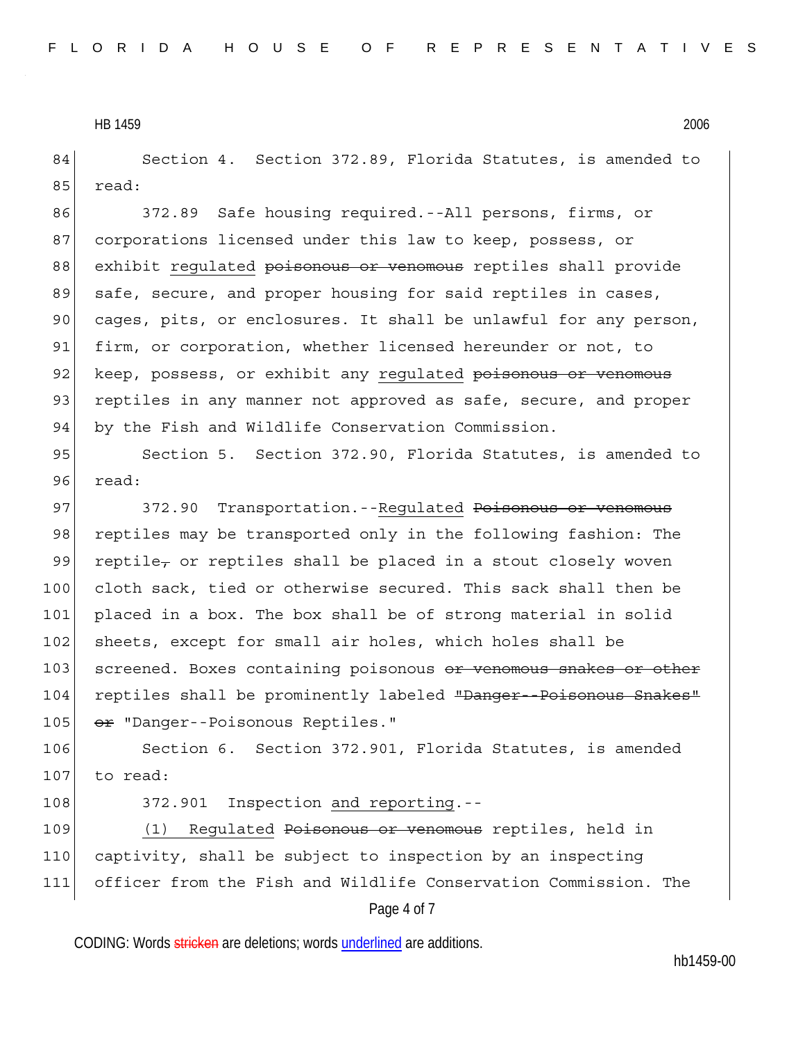Section 4. Section 372.89, Florida Statutes, is amended to read:

372.89 Safe housing required.--All persons, firms, or corporations licensed under this law to keep, possess, or exhibit <u>regulated</u> ~~poisonous or venomous~~ reptiles shall provide safe, secure, and proper housing for said reptiles in cases, cages, pits, or enclosures. It shall be unlawful for any person, firm, or corporation, whether licensed hereunder or not, to keep, possess, or exhibit any <u>regulated</u> ~~poisonous or venomous~~ reptiles in any manner not approved as safe, secure, and proper by the Fish and Wildlife Conservation Commission.

Section 5. Section 372.90, Florida Statutes, is amended to read:

372.90 Transportation.--<u>Regulated</u> ~~Poisonous or venomous~~ reptiles may be transported only in the following fashion: The reptile~~,~~ or reptiles shall be placed in a stout closely woven cloth sack, tied or otherwise secured. This sack shall then be placed in a box. The box shall be of strong material in solid sheets, except for small air holes, which holes shall be screened. Boxes containing poisonous ~~or venomous snakes or other~~ reptiles shall be prominently labeled ~~"Danger--Poisonous Snakes" or~~ "Danger--Poisonous Reptiles."

Section 6. Section 372.901, Florida Statutes, is amended to read:

372.901 Inspection <u>and reporting</u>.--

<u>(1) Regulated</u> ~~Poisonous or venomous~~ reptiles, held in captivity, shall be subject to inspection by an inspecting officer from the Fish and Wildlife Conservation Commission. The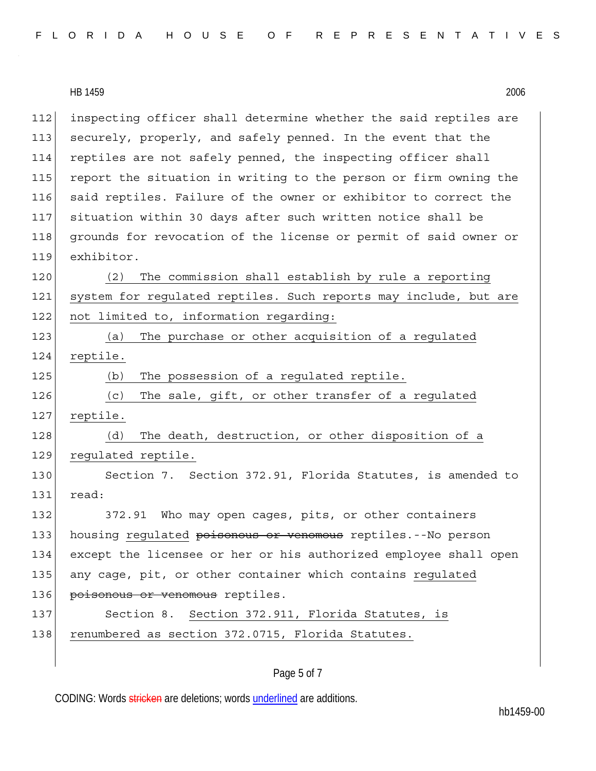inspecting officer shall determine whether the said reptiles are securely, properly, and safely penned. In the event that the reptiles are not safely penned, the inspecting officer shall report the situation in writing to the person or firm owning the said reptiles. Failure of the owner or exhibitor to correct the situation within 30 days after such written notice shall be grounds for revocation of the license or permit of said owner or exhibitor.

(2) The commission shall establish by rule a reporting system for regulated reptiles. Such reports may include, but are not limited to, information regarding:

(a) The purchase or other acquisition of a regulated reptile.

(b) The possession of a regulated reptile.

(c) The sale, gift, or other transfer of a regulated reptile.

(d) The death, destruction, or other disposition of a regulated reptile.

Section 7. Section 372.91, Florida Statutes, is amended to read:

372.91 Who may open cages, pits, or other containers housing regulated ~~poisonous or venomous~~ reptiles.--No person except the licensee or her or his authorized employee shall open any cage, pit, or other container which contains regulated ~~poisonous or venomous~~ reptiles.

Section 8. Section 372.911, Florida Statutes, is renumbered as section 372.0715, Florida Statutes.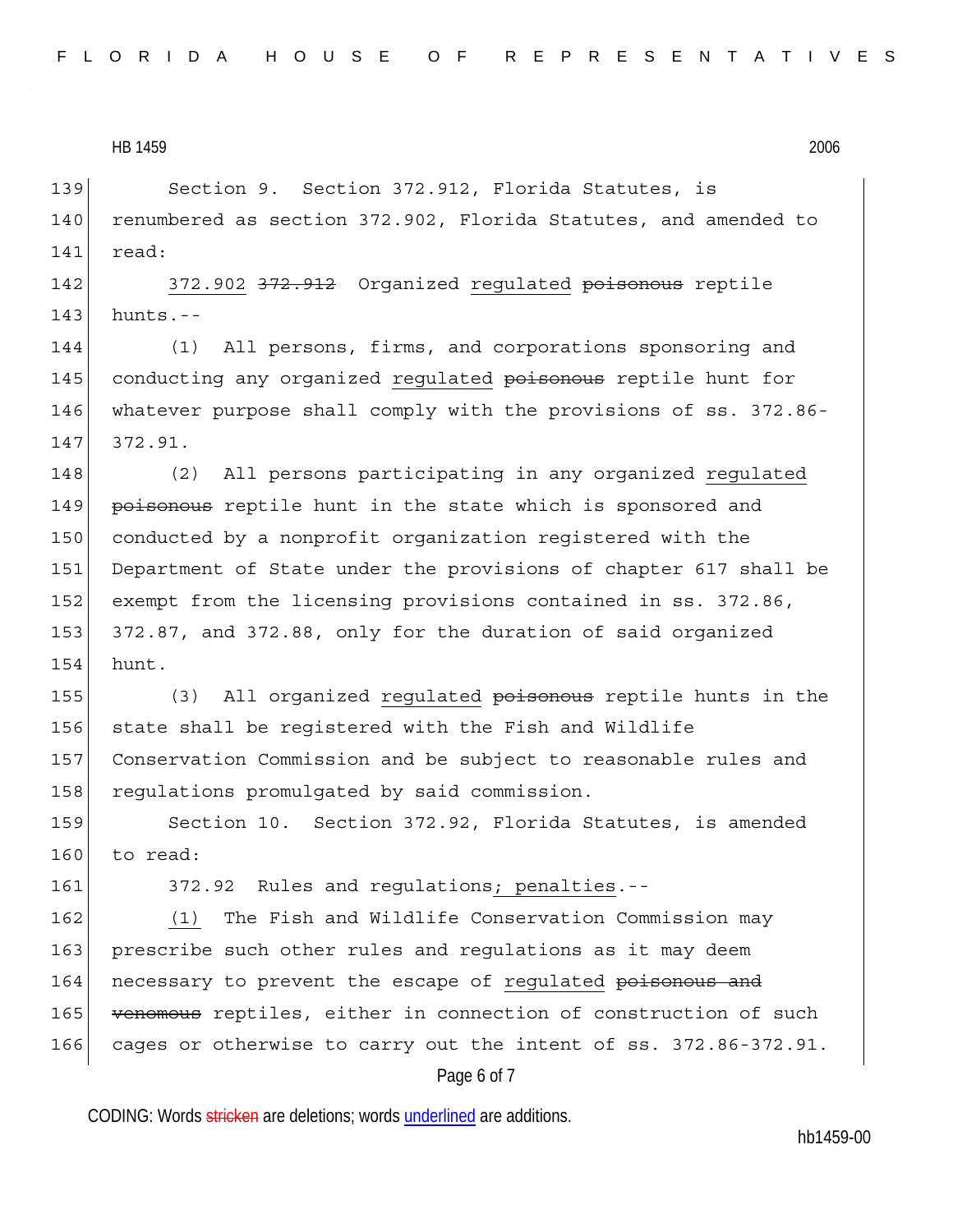Section 9. Section 372.912, Florida Statutes, is renumbered as section 372.902, Florida Statutes, and amended to read:

<u>372.902</u> ~~372.912~~ Organized <u>regulated</u> ~~poisonous~~ reptile hunts.--

(1) All persons, firms, and corporations sponsoring and conducting any organized <u>regulated</u> ~~poisonous~~ reptile hunt for whatever purpose shall comply with the provisions of ss. 372.86-372.91.

(2) All persons participating in any organized <u>regulated</u> ~~poisonous~~ reptile hunt in the state which is sponsored and conducted by a nonprofit organization registered with the Department of State under the provisions of chapter 617 shall be exempt from the licensing provisions contained in ss. 372.86, 372.87, and 372.88, only for the duration of said organized hunt.

(3) All organized <u>regulated</u> ~~poisonous~~ reptile hunts in the state shall be registered with the Fish and Wildlife Conservation Commission and be subject to reasonable rules and regulations promulgated by said commission.

Section 10. Section 372.92, Florida Statutes, is amended to read:

372.92 Rules and regulations<u>; penalties</u>.--

<u>(1)</u> The Fish and Wildlife Conservation Commission may prescribe such other rules and regulations as it may deem necessary to prevent the escape of <u>regulated</u> ~~poisonous and venomous~~ reptiles, either in connection of construction of such cages or otherwise to carry out the intent of ss. 372.86-372.91.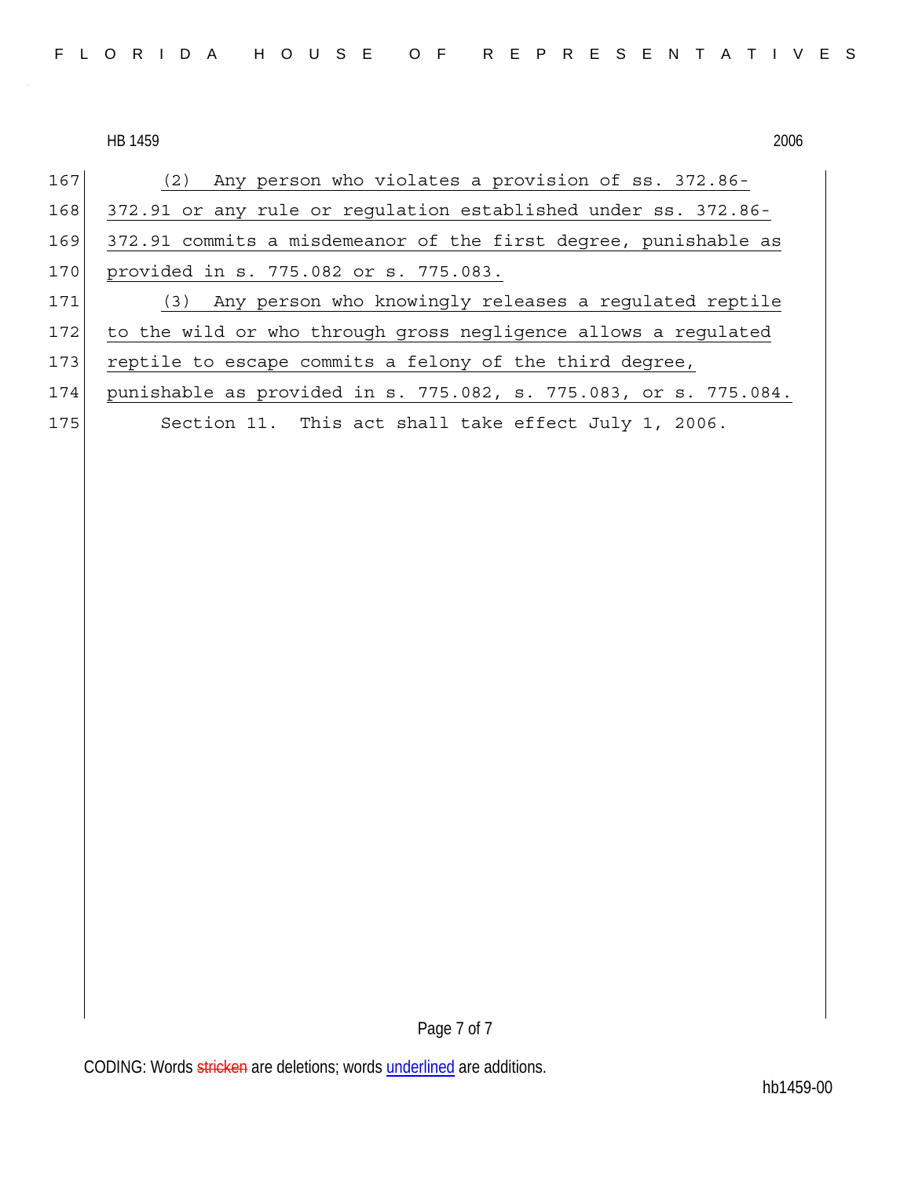(2) Any person who violates a provision of ss. 372.86-372.91 or any rule or regulation established under ss. 372.86-372.91 commits a misdemeanor of the first degree, punishable as provided in s. 775.082 or s. 775.083.

(3) Any person who knowingly releases a regulated reptile to the wild or who through gross negligence allows a regulated reptile to escape commits a felony of the third degree, punishable as provided in s. 775.082, s. 775.083, or s. 775.084.

Section 11. This act shall take effect July 1, 2006.